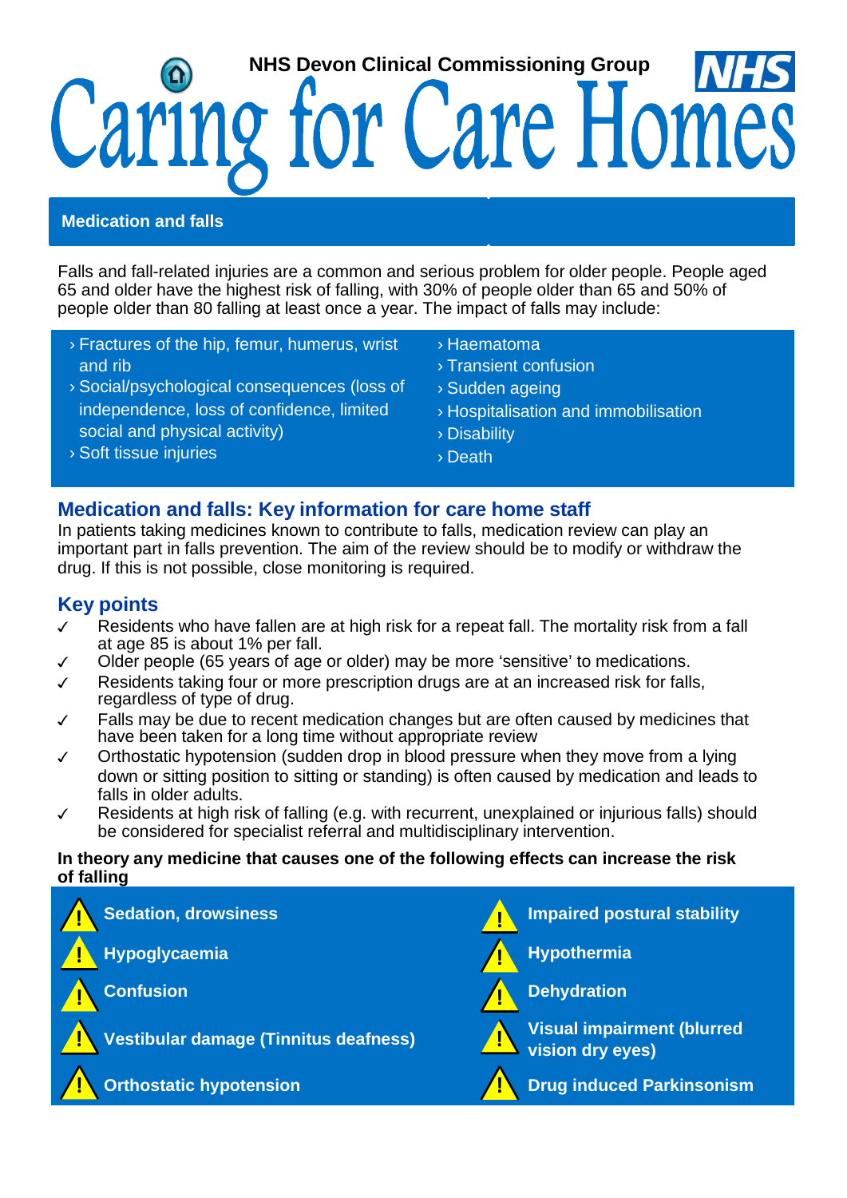NHS Devon Clinical Commissioning Group

# Caring for Care Homes

## Medication and falls

Falls and fall-related injuries are a common and serious problem for older people. People aged 65 and older have the highest risk of falling, with 30% of people older than 65 and 50% of people older than 80 falling at least once a year. The impact of falls may include:

- Fractures of the hip, femur, humerus, wrist and rib
- Social/psychological consequences (loss of independence, loss of confidence, limited social and physical activity)
- Soft tissue injuries
- Haematoma
- Transient confusion
- Sudden ageing
- Hospitalisation and immobilisation
- Disability
- Death

## Medication and falls: Key information for care home staff

In patients taking medicines known to contribute to falls, medication review can play an important part in falls prevention. The aim of the review should be to modify or withdraw the drug. If this is not possible, close monitoring is required.

## Key points

- ✓ Residents who have fallen are at high risk for a repeat fall. The mortality risk from a fall at age 85 is about 1% per fall.
- ✓ Older people (65 years of age or older) may be more 'sensitive' to medications.
- ✓ Residents taking four or more prescription drugs are at an increased risk for falls, regardless of type of drug.
- ✓ Falls may be due to recent medication changes but are often caused by medicines that have been taken for a long time without appropriate review
- ✓ Orthostatic hypotension (sudden drop in blood pressure when they move from a lying down or sitting position to sitting or standing) is often caused by medication and leads to falls in older adults.
- ✓ Residents at high risk of falling (e.g. with recurrent, unexplained or injurious falls) should be considered for specialist referral and multidisciplinary intervention.

**In theory any medicine that causes one of the following effects can increase the risk of falling**

- ⚠ **Sedation, drowsiness**
- ⚠ **Hypoglycaemia**
- ⚠ **Confusion**
- ⚠ **Vestibular damage (Tinnitus deafness)**
- ⚠ **Orthostatic hypotension**
- ⚠ **Impaired postural stability**
- ⚠ **Hypothermia**
- ⚠ **Dehydration**
- ⚠ **Visual impairment (blurred vision dry eyes)**
- ⚠ **Drug induced Parkinsonism**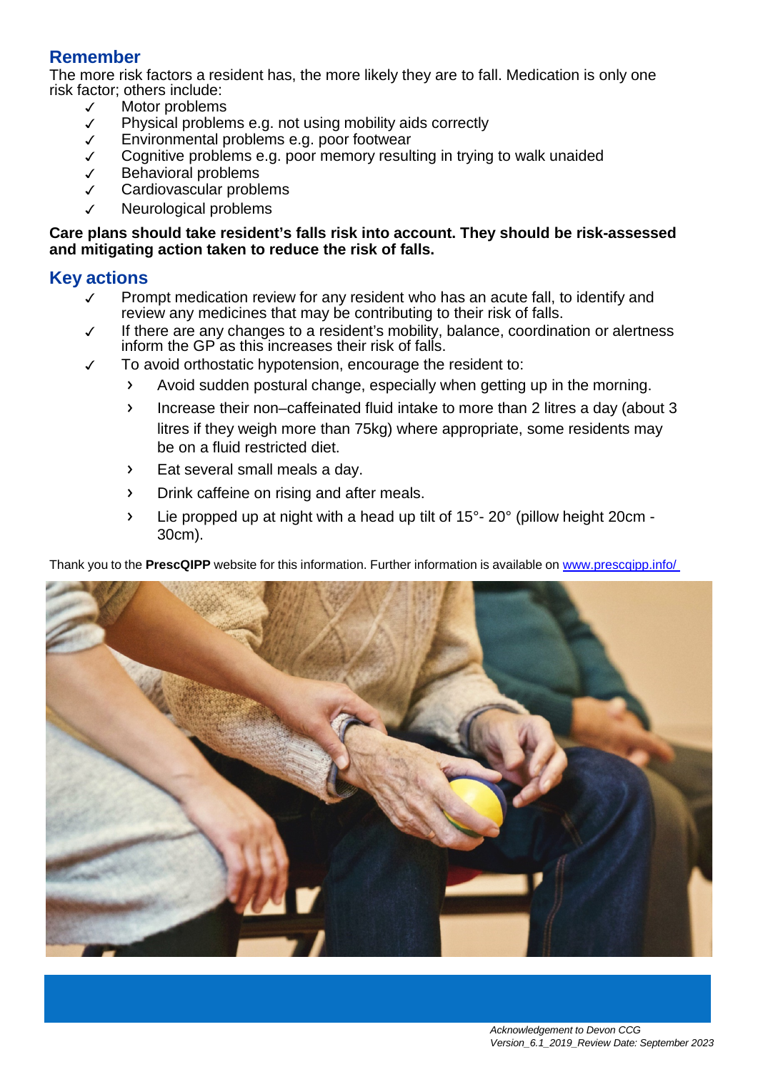## Remember

The more risk factors a resident has, the more likely they are to fall. Medication is only one risk factor; others include:

- ✓ Motor problems
- ✓ Physical problems e.g. not using mobility aids correctly
- ✓ Environmental problems e.g. poor footwear
- ✓ Cognitive problems e.g. poor memory resulting in trying to walk unaided
- ✓ Behavioral problems
- ✓ Cardiovascular problems
- ✓ Neurological problems

**Care plans should take resident's falls risk into account. They should be risk-assessed and mitigating action taken to reduce the risk of falls.**

## Key actions

- ✓ Prompt medication review for any resident who has an acute fall, to identify and review any medicines that may be contributing to their risk of falls.
- ✓ If there are any changes to a resident's mobility, balance, coordination or alertness inform the GP as this increases their risk of falls.
- ✓ To avoid orthostatic hypotension, encourage the resident to:
  - › Avoid sudden postural change, especially when getting up in the morning.
  - › Increase their non–caffeinated fluid intake to more than 2 litres a day (about 3 litres if they weigh more than 75kg) where appropriate, some residents may be on a fluid restricted diet.
  - › Eat several small meals a day.
  - › Drink caffeine on rising and after meals.
  - › Lie propped up at night with a head up tilt of 15°- 20° (pillow height 20cm - 30cm).

Thank you to the **PrescQIPP** website for this information. Further information is available on [www.prescqipp.info/](www.prescqipp.info/)

*Acknowledgement to Devon CCG*
*Version_6.1_2019_Review Date: September 2023*